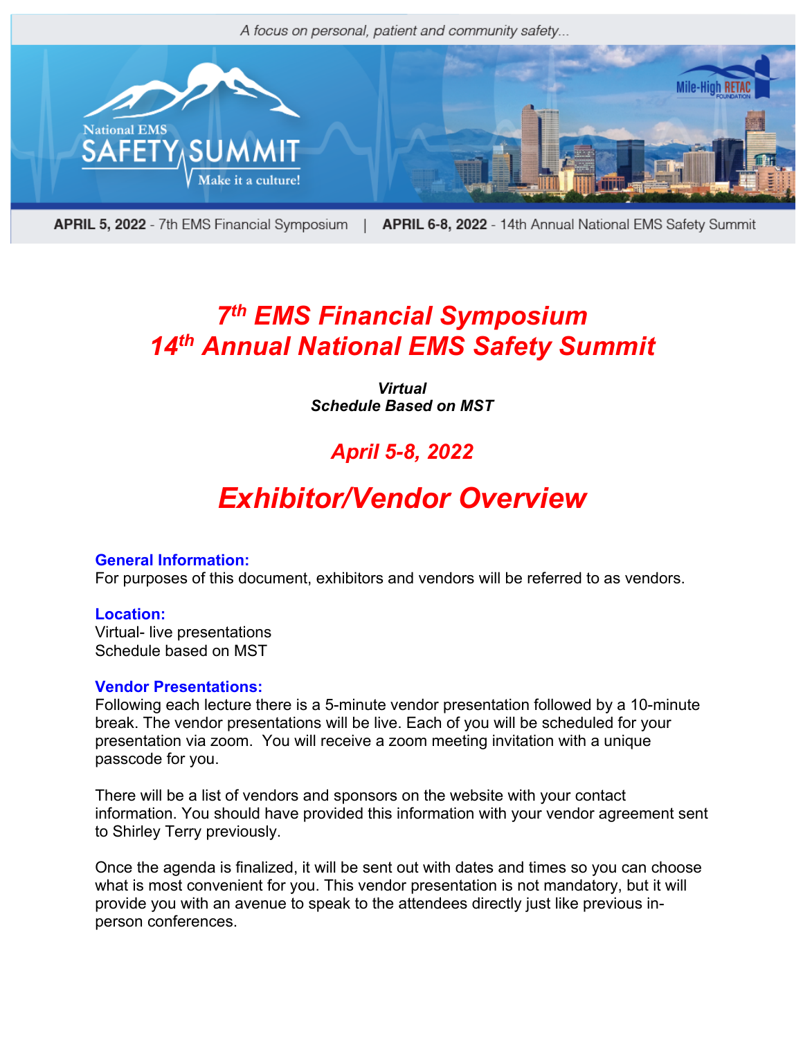*A focus on personal, patient and community safety...*

National EMS SAFETY SUMMIT Make it a culture!

Mile-High RETAC FOUNDATION

**APRIL 5, 2022** - 7th EMS Financial Symposium | **APRIL 6-8, 2022** - 14th Annual National EMS Safety Summit

# *7th EMS Financial Symposium*
# *14th Annual National EMS Safety Summit*

***Virtual***
***Schedule Based on MST***

## *April 5-8, 2022*

# *Exhibitor/Vendor Overview*

**General Information:**
For purposes of this document, exhibitors and vendors will be referred to as vendors.

**Location:**
Virtual- live presentations
Schedule based on MST

**Vendor Presentations:**
Following each lecture there is a 5-minute vendor presentation followed by a 10-minute break. The vendor presentations will be live. Each of you will be scheduled for your presentation via zoom. You will receive a zoom meeting invitation with a unique passcode for you.

There will be a list of vendors and sponsors on the website with your contact information. You should have provided this information with your vendor agreement sent to Shirley Terry previously.

Once the agenda is finalized, it will be sent out with dates and times so you can choose what is most convenient for you. This vendor presentation is not mandatory, but it will provide you with an avenue to speak to the attendees directly just like previous in-person conferences.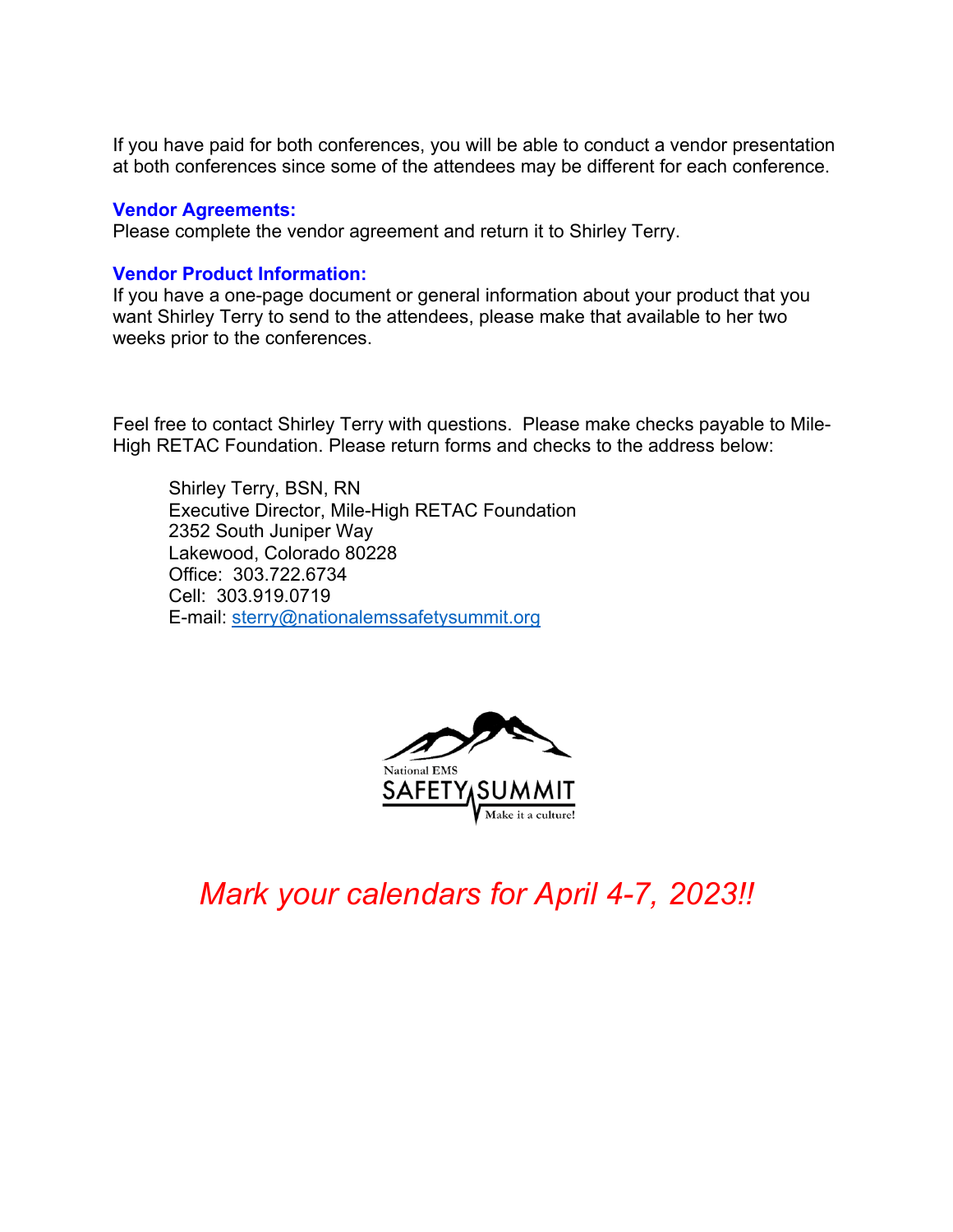If you have paid for both conferences, you will be able to conduct a vendor presentation at both conferences since some of the attendees may be different for each conference.

### Vendor Agreements:

Please complete the vendor agreement and return it to Shirley Terry.

### Vendor Product Information:

If you have a one-page document or general information about your product that you want Shirley Terry to send to the attendees, please make that available to her two weeks prior to the conferences.

Feel free to contact Shirley Terry with questions. Please make checks payable to Mile-High RETAC Foundation. Please return forms and checks to the address below:

Shirley Terry, BSN, RN
Executive Director, Mile-High RETAC Foundation
2352 South Juniper Way
Lakewood, Colorado 80228
Office: 303.722.6734
Cell: 303.919.0719
E-mail: sterry@nationalemssafetysummit.org

National EMS
SAFETY SUMMIT
Make it a culture!

*Mark your calendars for April 4-7, 2023!!*